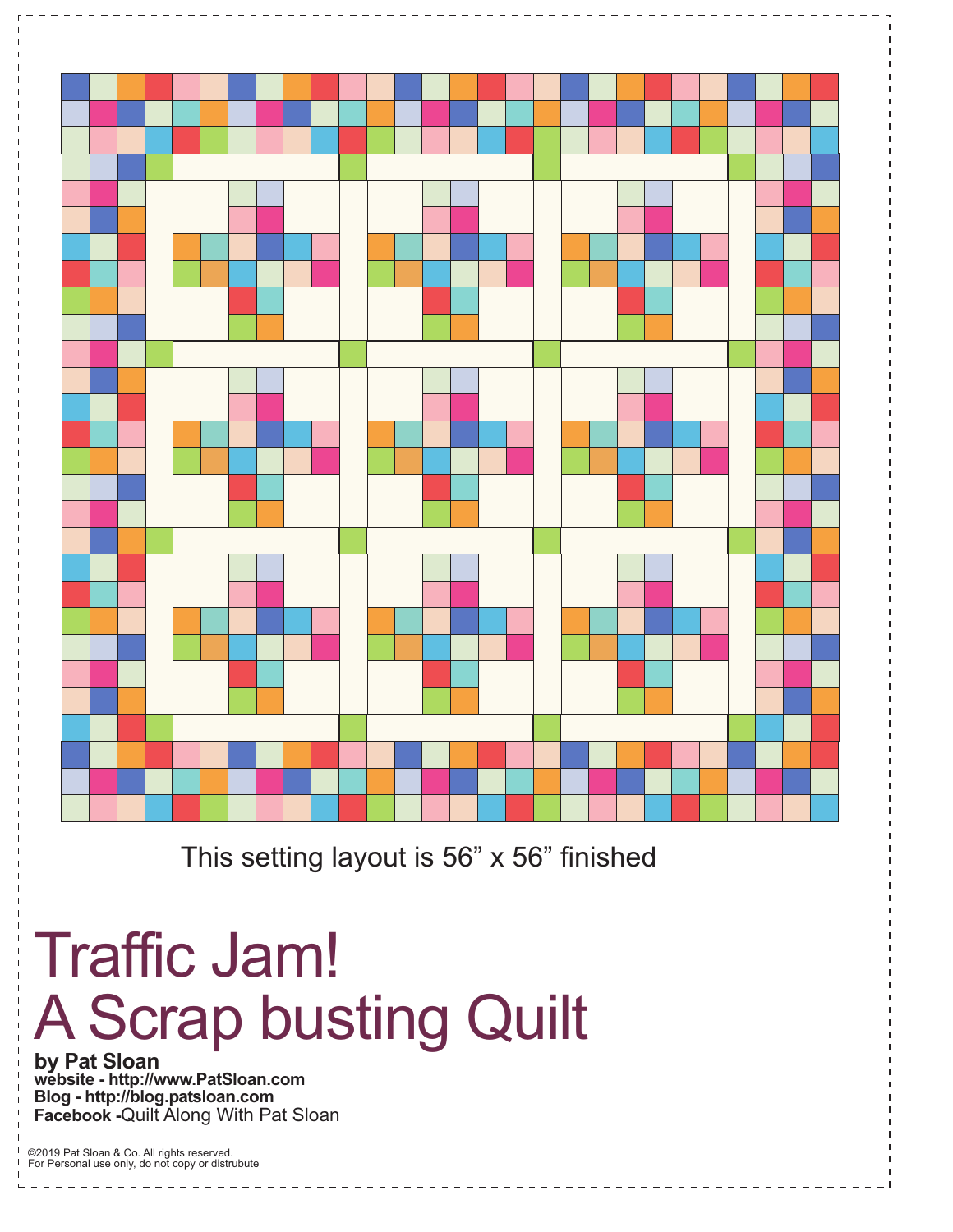This setting layout is 56” x 56” finished

# Traffic Jam!
# A Scrap busting Quilt

**by Pat Sloan**
**website - http://www.PatSloan.com**
**Blog - http://blog.patsloan.com**
**Facebook -**Quilt Along With Pat Sloan

©2019 Pat Sloan & Co. All rights reserved.
For Personal use only, do not copy or distrubute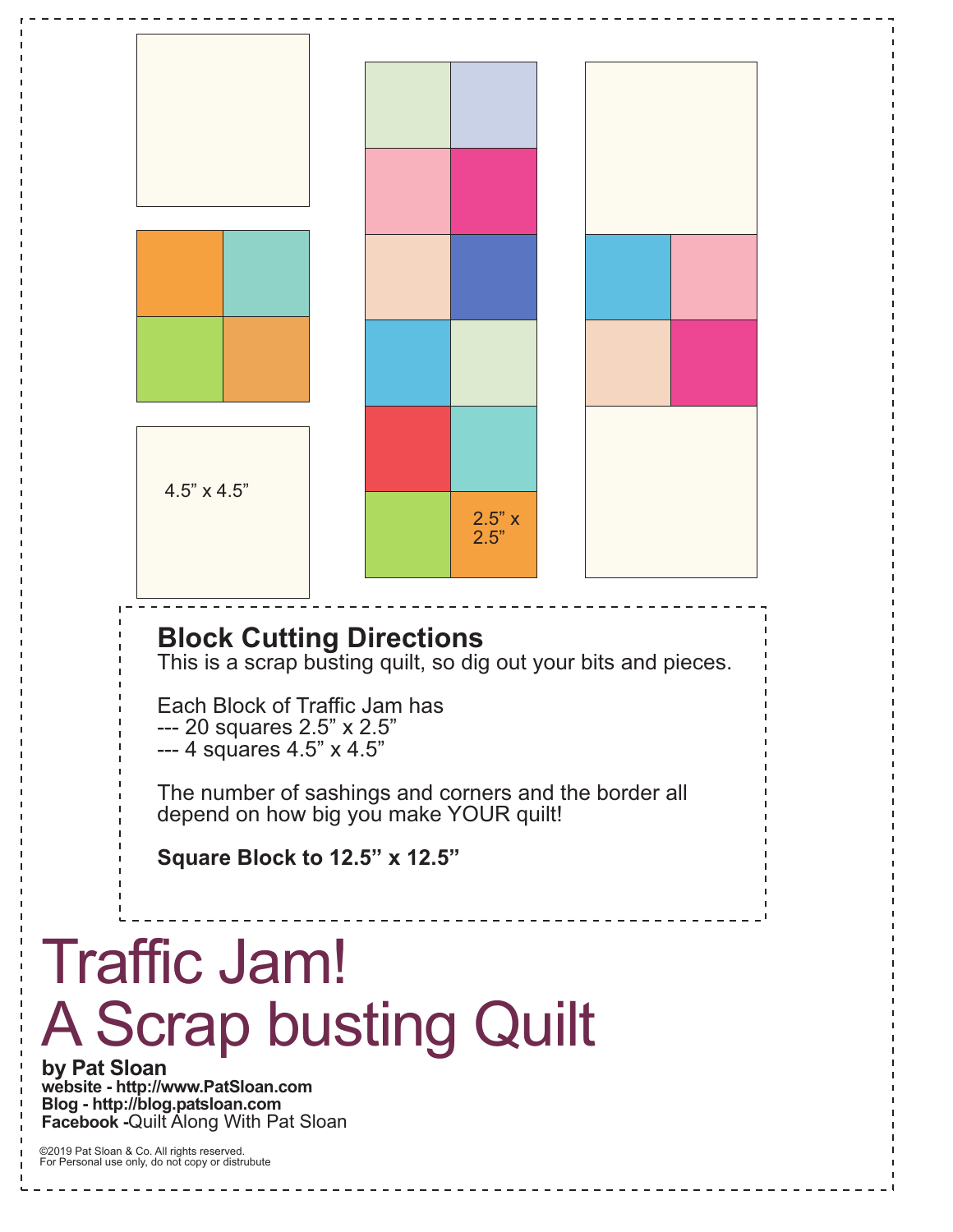4.5" x 4.5"

2.5" x 2.5"

## Block Cutting Directions

This is a scrap busting quilt, so dig out your bits and pieces.

Each Block of Traffic Jam has
--- 20 squares 2.5" x 2.5"
--- 4 squares 4.5" x 4.5"

The number of sashings and corners and the border all depend on how big you make YOUR quilt!

**Square Block to 12.5" x 12.5"**

# Traffic Jam!
# A Scrap busting Quilt

**by Pat Sloan**
**website - http://www.PatSloan.com**
**Blog - http://blog.patsloan.com**
**Facebook -**Quilt Along With Pat Sloan

©2019 Pat Sloan & Co. All rights reserved.
For Personal use only, do not copy or distrubute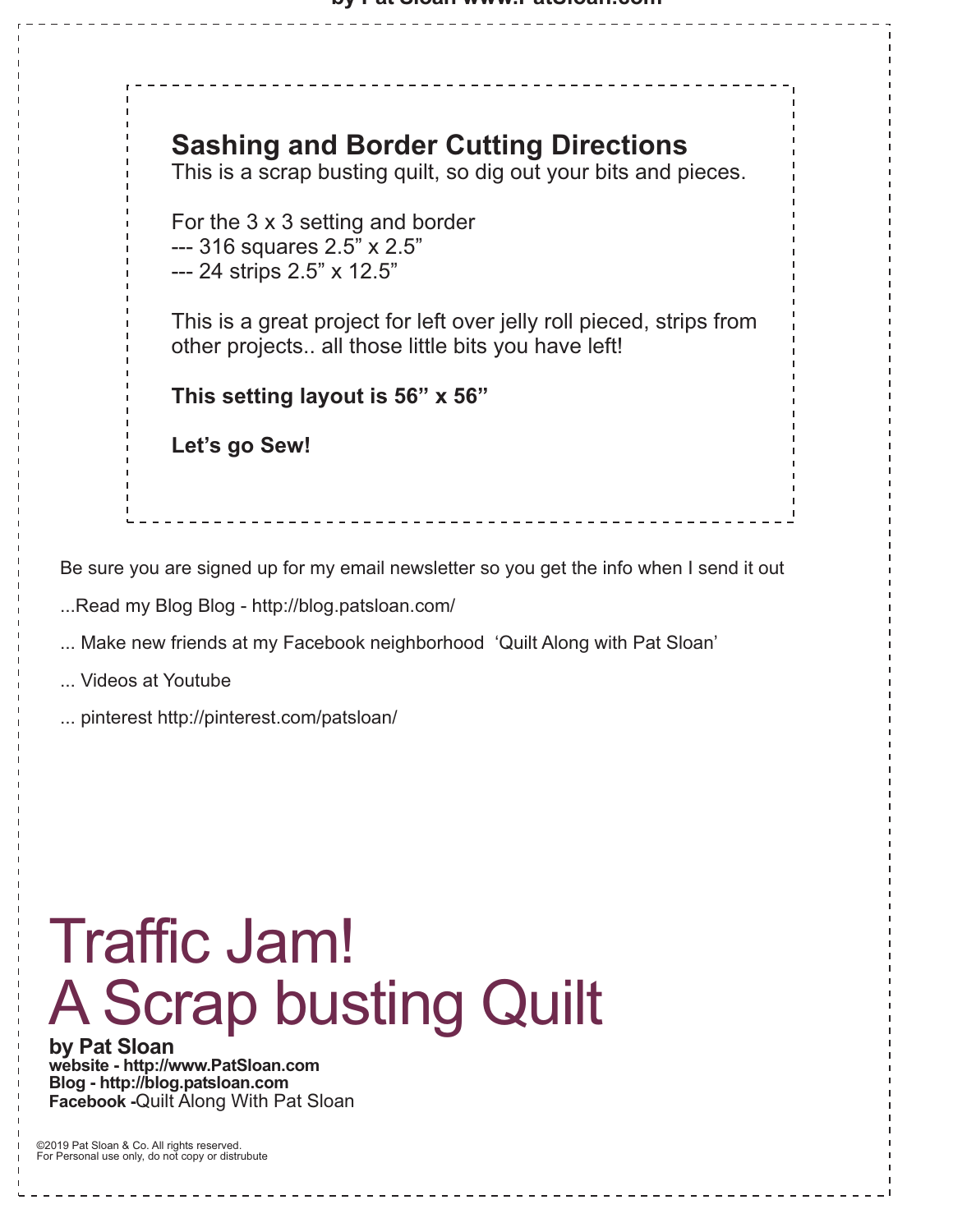## Sashing and Border Cutting Directions

This is a scrap busting quilt, so dig out your bits and pieces.

For the 3 x 3 setting and border
--- 316 squares 2.5” x 2.5”
--- 24 strips 2.5” x 12.5”

This is a great project for left over jelly roll pieced, strips from other projects.. all those little bits you have left!

**This setting layout is 56” x 56”**

**Let’s go Sew!**

Be sure you are signed up for my email newsletter so you get the info when I send it out

...Read my Blog Blog - http://blog.patsloan.com/

... Make new friends at my Facebook neighborhood ‘Quilt Along with Pat Sloan’

... Videos at Youtube

... pinterest http://pinterest.com/patsloan/

# Traffic Jam! A Scrap busting Quilt

**by Pat Sloan**
**website - http://www.PatSloan.com**
**Blog - http://blog.patsloan.com**
**Facebook -**Quilt Along With Pat Sloan

©2019 Pat Sloan & Co. All rights reserved.
For Personal use only, do not copy or distrubute